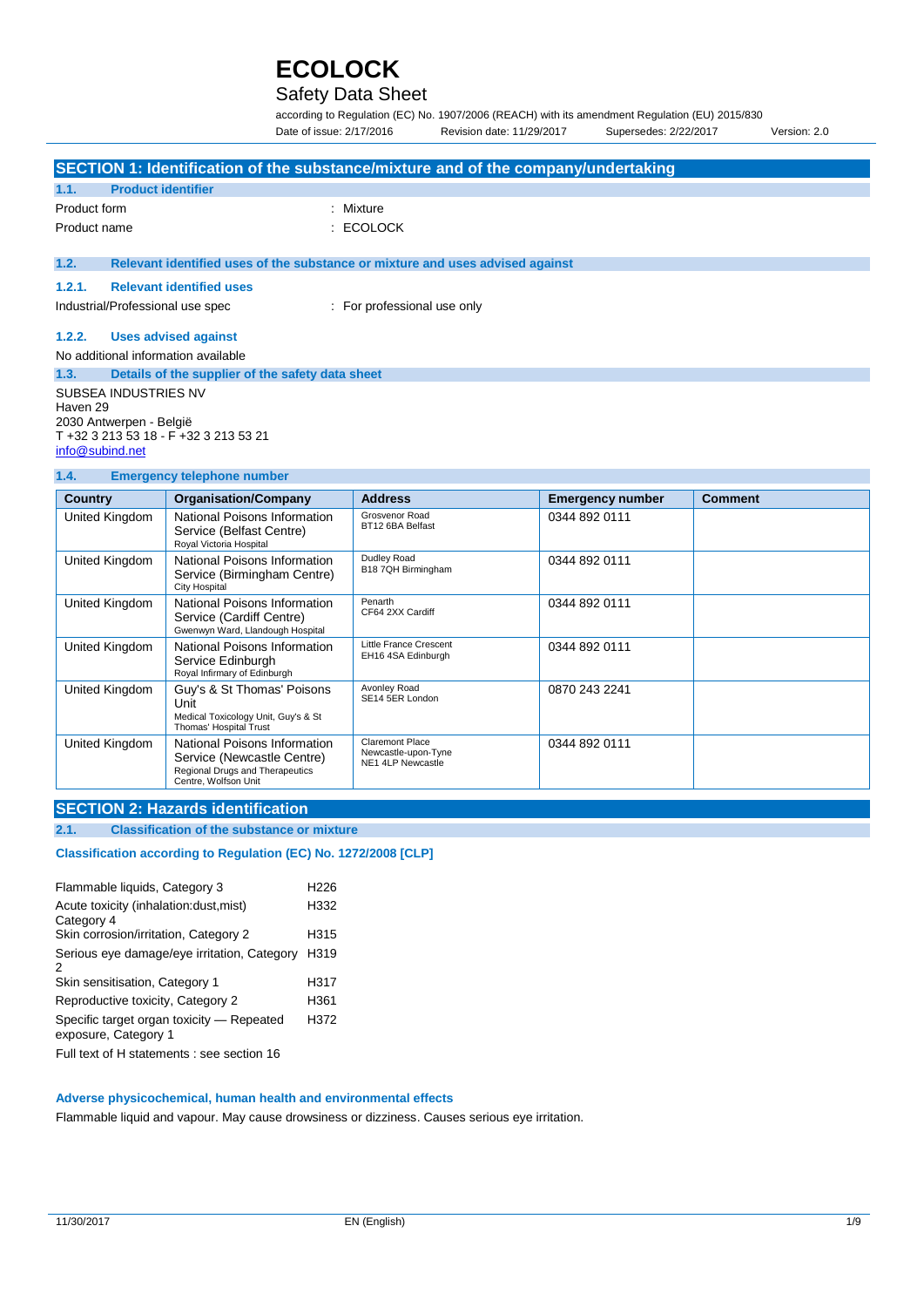# ECOLOCK

## Safety Data Sheet

according to Regulation (EC) No. 1907/2006 (REACH) with its amendment Regulation (EU) 2015/830

Date of issue: 2/17/2016 Revision date: 11/29/2017 Supersedes: 2/22/2017 Version: 2.0

## SECTION 1: Identification of the substance/mixture and of the company/undertaking

### 1.1. Product identifier

Product form : Mixture

Product name : ECOLOCK

### 1.2. Relevant identified uses of the substance or mixture and uses advised against

#### 1.2.1. Relevant identified uses

Industrial/Professional use spec : For professional use only

#### 1.2.2. Uses advised against

No additional information available

### 1.3. Details of the supplier of the safety data sheet

SUBSEA INDUSTRIES NV
Haven 29
2030 Antwerpen - België
T +32 3 213 53 18 - F +32 3 213 53 21
info@subind.net

### 1.4. Emergency telephone number

| Country | Organisation/Company | Address | Emergency number | Comment |
|---|---|---|---|---|
| United Kingdom | National Poisons Information Service (Belfast Centre) Royal Victoria Hospital | Grosvenor Road BT12 6BA Belfast | 0344 892 0111 | |
| United Kingdom | National Poisons Information Service (Birmingham Centre) City Hospital | Dudley Road B18 7QH Birmingham | 0344 892 0111 | |
| United Kingdom | National Poisons Information Service (Cardiff Centre) Gwenwyn Ward, Llandough Hospital | Penarth CF64 2XX Cardiff | 0344 892 0111 | |
| United Kingdom | National Poisons Information Service Edinburgh Royal Infirmary of Edinburgh | Little France Crescent EH16 4SA Edinburgh | 0344 892 0111 | |
| United Kingdom | Guy's & St Thomas' Poisons Unit Medical Toxicology Unit, Guy's & St Thomas' Hospital Trust | Avonley Road SE14 5ER London | 0870 243 2241 | |
| United Kingdom | National Poisons Information Service (Newcastle Centre) Regional Drugs and Therapeutics Centre, Wolfson Unit | Claremont Place Newcastle-upon-Tyne NE1 4LP Newcastle | 0344 892 0111 | |

## SECTION 2: Hazards identification

### 2.1. Classification of the substance or mixture

**Classification according to Regulation (EC) No. 1272/2008 [CLP]**

| | |
|---|---|
| Flammable liquids, Category 3 | H226 |
| Acute toxicity (inhalation:dust,mist) Category 4 | H332 |
| Skin corrosion/irritation, Category 2 | H315 |
| Serious eye damage/eye irritation, Category 2 | H319 |
| Skin sensitisation, Category 1 | H317 |
| Reproductive toxicity, Category 2 | H361 |
| Specific target organ toxicity — Repeated exposure, Category 1 | H372 |

Full text of H statements : see section 16

**Adverse physicochemical, human health and environmental effects**

Flammable liquid and vapour. May cause drowsiness or dizziness. Causes serious eye irritation.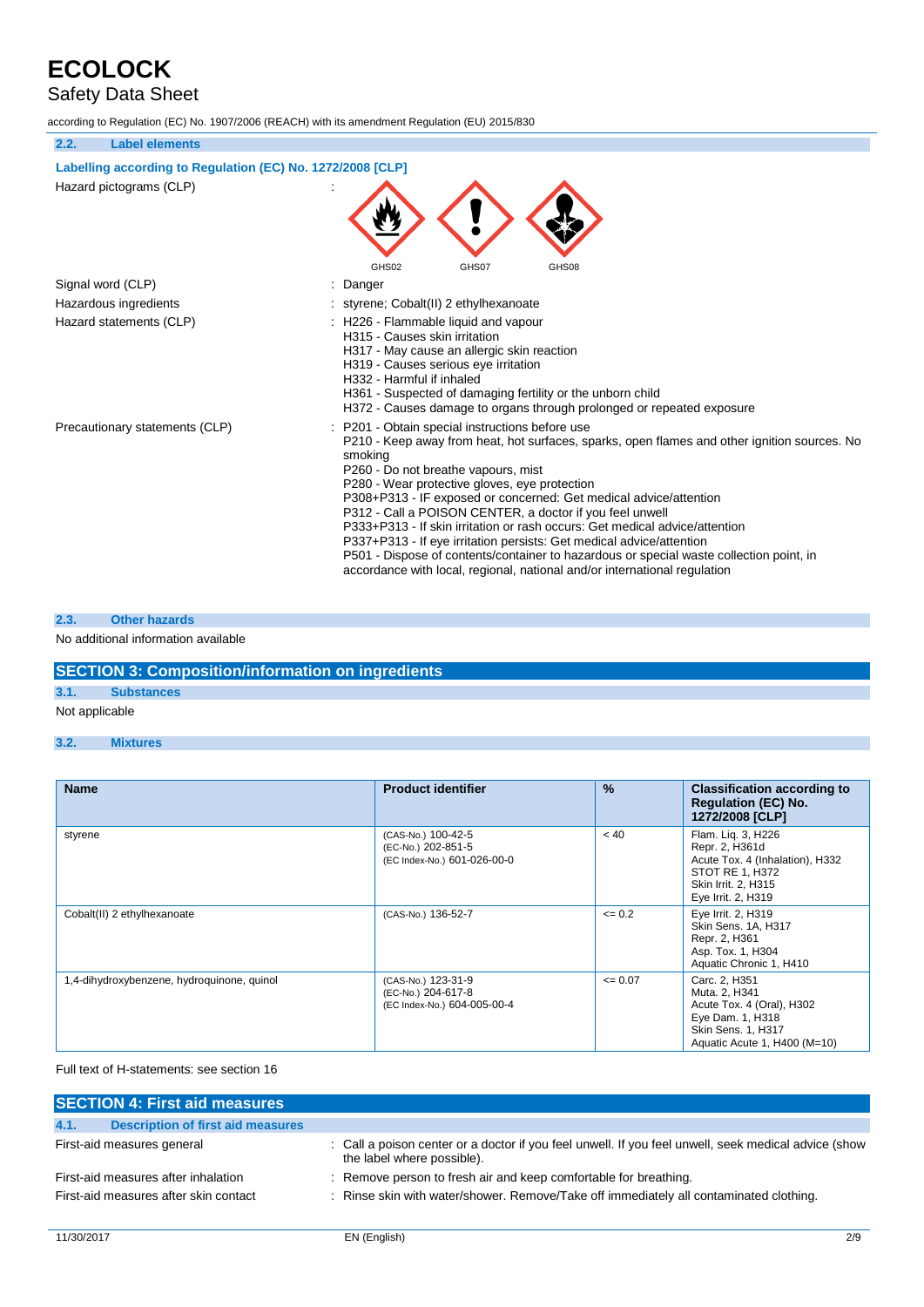### 2.2. Label elements

**Labelling according to Regulation (EC) No. 1272/2008 [CLP]**

Hazard pictograms (CLP) :

GHS02 GHS07 GHS08

Signal word (CLP) : Danger

Hazardous ingredients : styrene; Cobalt(II) 2 ethylhexanoate

Hazard statements (CLP) : H226 - Flammable liquid and vapour
H315 - Causes skin irritation
H317 - May cause an allergic skin reaction
H319 - Causes serious eye irritation
H332 - Harmful if inhaled
H361 - Suspected of damaging fertility or the unborn child
H372 - Causes damage to organs through prolonged or repeated exposure

Precautionary statements (CLP) : P201 - Obtain special instructions before use
P210 - Keep away from heat, hot surfaces, sparks, open flames and other ignition sources. No smoking
P260 - Do not breathe vapours, mist
P280 - Wear protective gloves, eye protection
P308+P313 - IF exposed or concerned: Get medical advice/attention
P312 - Call a POISON CENTER, a doctor if you feel unwell
P333+P313 - If skin irritation or rash occurs: Get medical advice/attention
P337+P313 - If eye irritation persists: Get medical advice/attention
P501 - Dispose of contents/container to hazardous or special waste collection point, in accordance with local, regional, national and/or international regulation

### 2.3. Other hazards

No additional information available

## SECTION 3: Composition/information on ingredients

### 3.1. Substances

Not applicable

### 3.2. Mixtures

| Name | Product identifier | % | Classification according to Regulation (EC) No. 1272/2008 [CLP] |
|---|---|---|---|
| styrene | (CAS-No.) 100-42-5<br>(EC-No.) 202-851-5<br>(EC Index-No.) 601-026-00-0 | < 40 | Flam. Liq. 3, H226<br>Repr. 2, H361d<br>Acute Tox. 4 (Inhalation), H332<br>STOT RE 1, H372<br>Skin Irrit. 2, H315<br>Eye Irrit. 2, H319 |
| Cobalt(II) 2 ethylhexanoate | (CAS-No.) 136-52-7 | <= 0.2 | Eye Irrit. 2, H319<br>Skin Sens. 1A, H317<br>Repr. 2, H361<br>Asp. Tox. 1, H304<br>Aquatic Chronic 1, H410 |
| 1,4-dihydroxybenzene, hydroquinone, quinol | (CAS-No.) 123-31-9<br>(EC-No.) 204-617-8<br>(EC Index-No.) 604-005-00-4 | <= 0.07 | Carc. 2, H351<br>Muta. 2, H341<br>Acute Tox. 4 (Oral), H302<br>Eye Dam. 1, H318<br>Skin Sens. 1, H317<br>Aquatic Acute 1, H400 (M=10) |

Full text of H-statements: see section 16

## SECTION 4: First aid measures

### 4.1. Description of first aid measures

First-aid measures general : Call a poison center or a doctor if you feel unwell. If you feel unwell, seek medical advice (show the label where possible).

First-aid measures after inhalation : Remove person to fresh air and keep comfortable for breathing.

First-aid measures after skin contact : Rinse skin with water/shower. Remove/Take off immediately all contaminated clothing.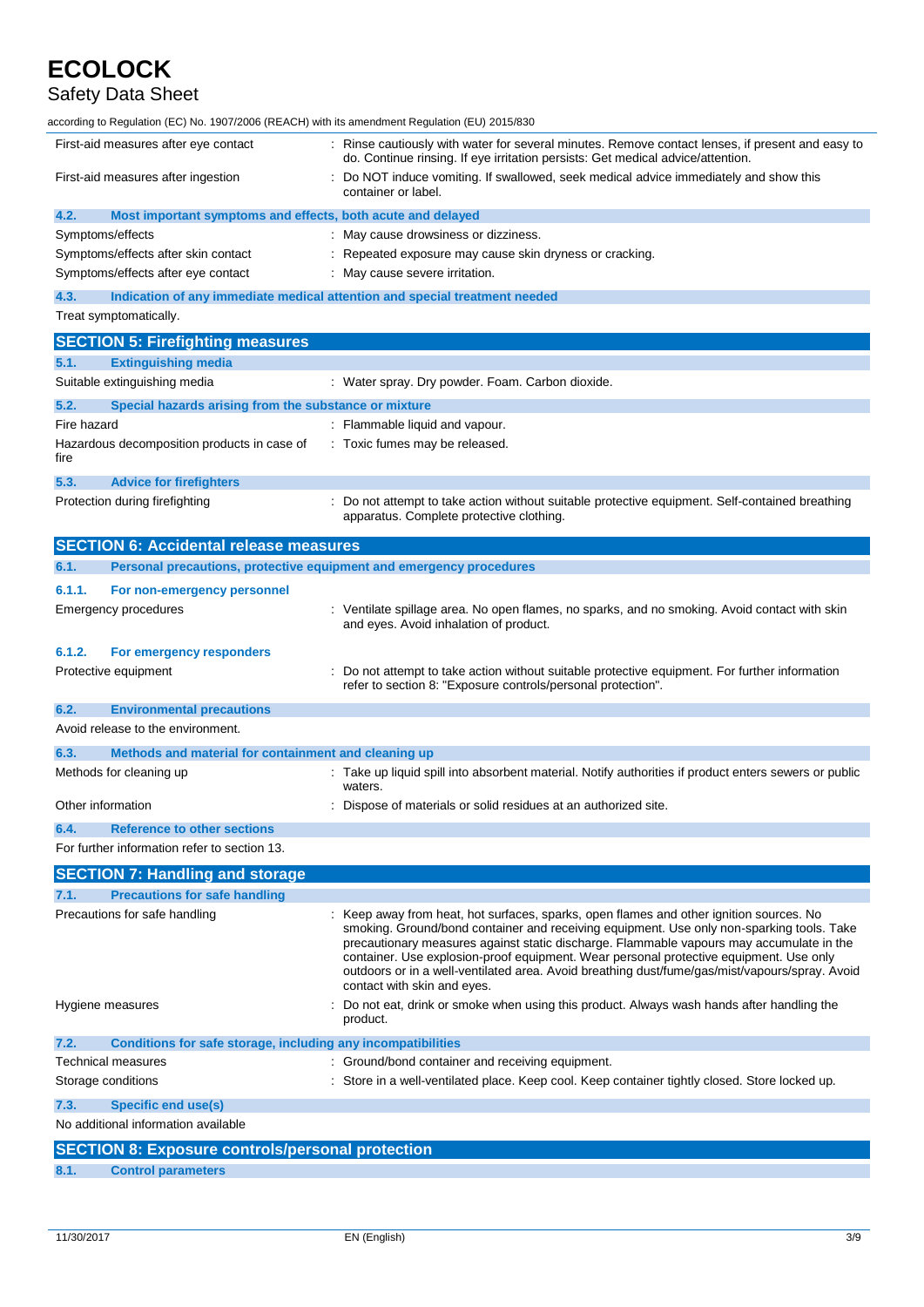First-aid measures after eye contact : Rinse cautiously with water for several minutes. Remove contact lenses, if present and easy to do. Continue rinsing. If eye irritation persists: Get medical advice/attention.

First-aid measures after ingestion : Do NOT induce vomiting. If swallowed, seek medical advice immediately and show this container or label.

### 4.2. Most important symptoms and effects, both acute and delayed

Symptoms/effects : May cause drowsiness or dizziness.

Symptoms/effects after skin contact : Repeated exposure may cause skin dryness or cracking.

Symptoms/effects after eye contact : May cause severe irritation.

### 4.3. Indication of any immediate medical attention and special treatment needed

Treat symptomatically.

## SECTION 5: Firefighting measures

### 5.1. Extinguishing media

Suitable extinguishing media : Water spray. Dry powder. Foam. Carbon dioxide.

### 5.2. Special hazards arising from the substance or mixture

Fire hazard : Flammable liquid and vapour.

Hazardous decomposition products in case of fire : Toxic fumes may be released.

### 5.3. Advice for firefighters

Protection during firefighting : Do not attempt to take action without suitable protective equipment. Self-contained breathing apparatus. Complete protective clothing.

## SECTION 6: Accidental release measures

### 6.1. Personal precautions, protective equipment and emergency procedures

#### 6.1.1. For non-emergency personnel

Emergency procedures : Ventilate spillage area. No open flames, no sparks, and no smoking. Avoid contact with skin and eyes. Avoid inhalation of product.

#### 6.1.2. For emergency responders

Protective equipment : Do not attempt to take action without suitable protective equipment. For further information refer to section 8: "Exposure controls/personal protection".

### 6.2. Environmental precautions

Avoid release to the environment.

### 6.3. Methods and material for containment and cleaning up

Methods for cleaning up : Take up liquid spill into absorbent material. Notify authorities if product enters sewers or public waters.

Other information : Dispose of materials or solid residues at an authorized site.

### 6.4. Reference to other sections

For further information refer to section 13.

## SECTION 7: Handling and storage

### 7.1. Precautions for safe handling

Precautions for safe handling : Keep away from heat, hot surfaces, sparks, open flames and other ignition sources. No smoking. Ground/bond container and receiving equipment. Use only non-sparking tools. Take precautionary measures against static discharge. Flammable vapours may accumulate in the container. Use explosion-proof equipment. Wear personal protective equipment. Use only outdoors or in a well-ventilated area. Avoid breathing dust/fume/gas/mist/vapours/spray. Avoid contact with skin and eyes.

Hygiene measures : Do not eat, drink or smoke when using this product. Always wash hands after handling the product.

### 7.2. Conditions for safe storage, including any incompatibilities

Technical measures : Ground/bond container and receiving equipment.

Storage conditions : Store in a well-ventilated place. Keep cool. Keep container tightly closed. Store locked up.

### 7.3. Specific end use(s)

No additional information available

## SECTION 8: Exposure controls/personal protection

### 8.1. Control parameters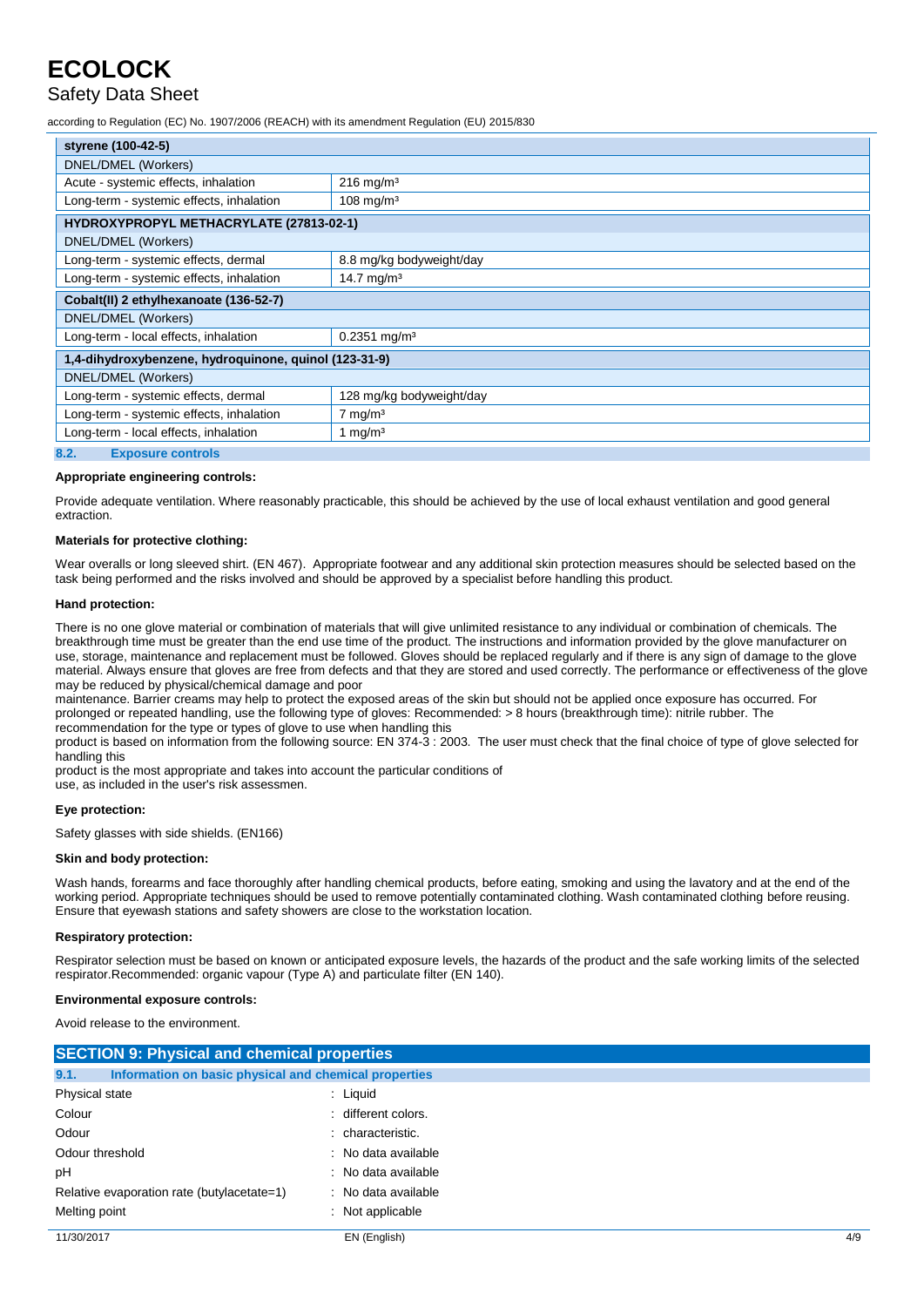| styrene (100-42-5) | |
|---|---|
| DNEL/DMEL (Workers) | |
| Acute - systemic effects, inhalation | 216 mg/m³ |
| Long-term - systemic effects, inhalation | 108 mg/m³ |

| HYDROXYPROPYL METHACRYLATE (27813-02-1) | |
|---|---|
| DNEL/DMEL (Workers) | |
| Long-term - systemic effects, dermal | 8.8 mg/kg bodyweight/day |
| Long-term - systemic effects, inhalation | 14.7 mg/m³ |

| Cobalt(II) 2 ethylhexanoate (136-52-7) | |
|---|---|
| DNEL/DMEL (Workers) | |
| Long-term - local effects, inhalation | 0.2351 mg/m³ |

| 1,4-dihydroxybenzene, hydroquinone, quinol (123-31-9) | |
|---|---|
| DNEL/DMEL (Workers) | |
| Long-term - systemic effects, dermal | 128 mg/kg bodyweight/day |
| Long-term - systemic effects, inhalation | 7 mg/m³ |
| Long-term - local effects, inhalation | 1 mg/m³ |

### 8.2. Exposure controls

**Appropriate engineering controls:**

Provide adequate ventilation. Where reasonably practicable, this should be achieved by the use of local exhaust ventilation and good general extraction.

**Materials for protective clothing:**

Wear overalls or long sleeved shirt. (EN 467). Appropriate footwear and any additional skin protection measures should be selected based on the task being performed and the risks involved and should be approved by a specialist before handling this product.

**Hand protection:**

There is no one glove material or combination of materials that will give unlimited resistance to any individual or combination of chemicals. The breakthrough time must be greater than the end use time of the product. The instructions and information provided by the glove manufacturer on use, storage, maintenance and replacement must be followed. Gloves should be replaced regularly and if there is any sign of damage to the glove material. Always ensure that gloves are free from defects and that they are stored and used correctly. The performance or effectiveness of the glove may be reduced by physical/chemical damage and poor
maintenance. Barrier creams may help to protect the exposed areas of the skin but should not be applied once exposure has occurred. For prolonged or repeated handling, use the following type of gloves: Recommended: > 8 hours (breakthrough time): nitrile rubber. The recommendation for the type or types of glove to use when handling this
product is based on information from the following source: EN 374-3 : 2003. The user must check that the final choice of type of glove selected for handling this
product is the most appropriate and takes into account the particular conditions of
use, as included in the user's risk assessmen.

**Eye protection:**

Safety glasses with side shields. (EN166)

**Skin and body protection:**

Wash hands, forearms and face thoroughly after handling chemical products, before eating, smoking and using the lavatory and at the end of the working period. Appropriate techniques should be used to remove potentially contaminated clothing. Wash contaminated clothing before reusing. Ensure that eyewash stations and safety showers are close to the workstation location.

**Respiratory protection:**

Respirator selection must be based on known or anticipated exposure levels, the hazards of the product and the safe working limits of the selected respirator.Recommended: organic vapour (Type A) and particulate filter (EN 140).

**Environmental exposure controls:**

Avoid release to the environment.

## SECTION 9: Physical and chemical properties

### 9.1. Information on basic physical and chemical properties

| | |
|---|---|
| Physical state | : Liquid |
| Colour | : different colors. |
| Odour | : characteristic. |
| Odour threshold | : No data available |
| pH | : No data available |
| Relative evaporation rate (butylacetate=1) | : No data available |
| Melting point | : Not applicable |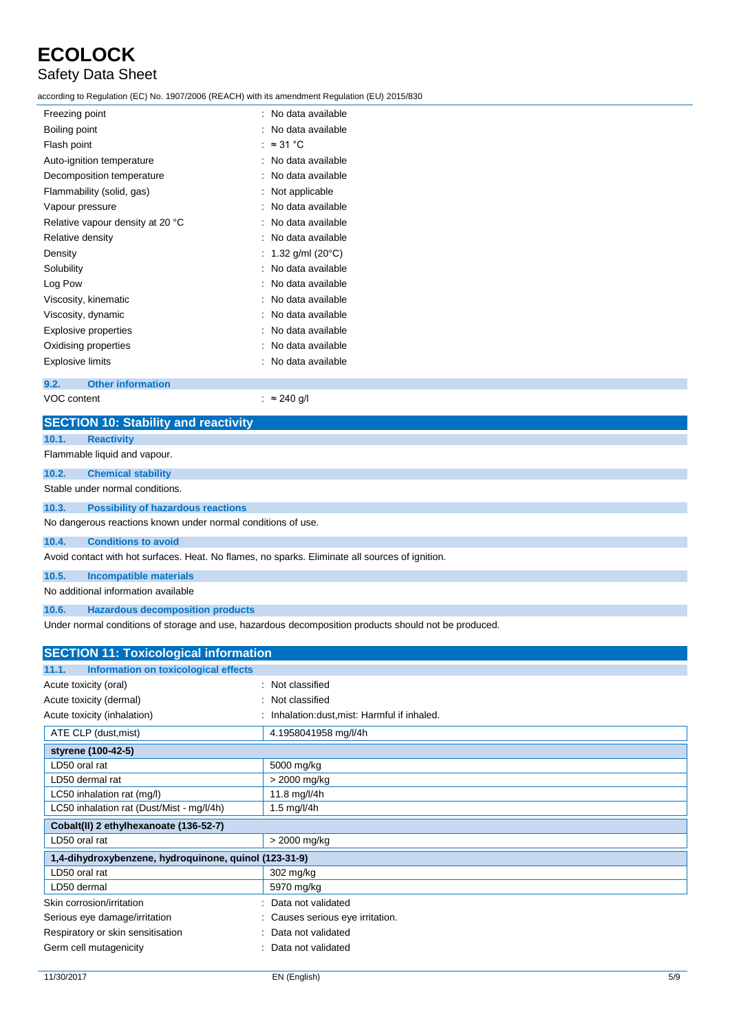| | |
|---|---|
| Freezing point | : No data available |
| Boiling point | : No data available |
| Flash point | : ≈ 31 °C |
| Auto-ignition temperature | : No data available |
| Decomposition temperature | : No data available |
| Flammability (solid, gas) | : Not applicable |
| Vapour pressure | : No data available |
| Relative vapour density at 20 °C | : No data available |
| Relative density | : No data available |
| Density | : 1.32 g/ml (20°C) |
| Solubility | : No data available |
| Log Pow | : No data available |
| Viscosity, kinematic | : No data available |
| Viscosity, dynamic | : No data available |
| Explosive properties | : No data available |
| Oxidising properties | : No data available |
| Explosive limits | : No data available |

### 9.2. Other information

VOC content : ≈ 240 g/l

## SECTION 10: Stability and reactivity

### 10.1. Reactivity

Flammable liquid and vapour.

### 10.2. Chemical stability

Stable under normal conditions.

### 10.3. Possibility of hazardous reactions

No dangerous reactions known under normal conditions of use.

### 10.4. Conditions to avoid

Avoid contact with hot surfaces. Heat. No flames, no sparks. Eliminate all sources of ignition.

### 10.5. Incompatible materials

No additional information available

### 10.6. Hazardous decomposition products

Under normal conditions of storage and use, hazardous decomposition products should not be produced.

## SECTION 11: Toxicological information

### 11.1. Information on toxicological effects

| | |
|---|---|
| Acute toxicity (oral) | : Not classified |
| Acute toxicity (dermal) | : Not classified |
| Acute toxicity (inhalation) | : Inhalation:dust,mist: Harmful if inhaled. |

| ATE CLP (dust,mist) | 4.1958041958 mg/l/4h |
|---|---|

| **styrene (100-42-5)** | |
|---|---|
| LD50 oral rat | 5000 mg/kg |
| LD50 dermal rat | > 2000 mg/kg |
| LC50 inhalation rat (mg/l) | 11.8 mg/l/4h |
| LC50 inhalation rat (Dust/Mist - mg/l/4h) | 1.5 mg/l/4h |
| **Cobalt(II) 2 ethylhexanoate (136-52-7)** | |
| LD50 oral rat | > 2000 mg/kg |
| **1,4-dihydroxybenzene, hydroquinone, quinol (123-31-9)** | |
| LD50 oral rat | 302 mg/kg |
| LD50 dermal | 5970 mg/kg |

| | |
|---|---|
| Skin corrosion/irritation | : Data not validated |
| Serious eye damage/irritation | : Causes serious eye irritation. |
| Respiratory or skin sensitisation | : Data not validated |
| Germ cell mutagenicity | : Data not validated |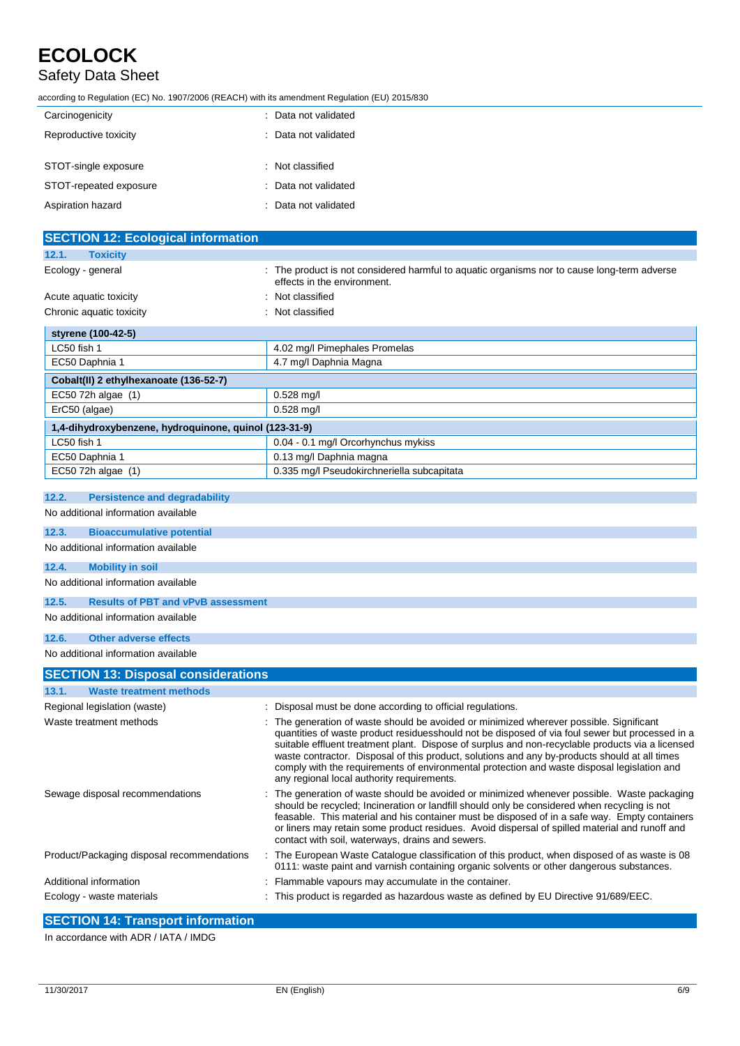| | |
|---|---|
| Carcinogenicity | : Data not validated |
| Reproductive toxicity | : Data not validated |
| STOT-single exposure | : Not classified |
| STOT-repeated exposure | : Data not validated |
| Aspiration hazard | : Data not validated |

## SECTION 12: Ecological information

### 12.1. Toxicity

| | |
|---|---|
| Ecology - general | : The product is not considered harmful to aquatic organisms nor to cause long-term adverse effects in the environment. |
| Acute aquatic toxicity | : Not classified |
| Chronic aquatic toxicity | : Not classified |

| **styrene (100-42-5)** | |
|---|---|
| LC50 fish 1 | 4.02 mg/l Pimephales Promelas |
| EC50 Daphnia 1 | 4.7 mg/l Daphnia Magna |

| **Cobalt(II) 2 ethylhexanoate (136-52-7)** | |
|---|---|
| EC50 72h algae (1) | 0.528 mg/l |
| ErC50 (algae) | 0.528 mg/l |

| **1,4-dihydroxybenzene, hydroquinone, quinol (123-31-9)** | |
|---|---|
| LC50 fish 1 | 0.04 - 0.1 mg/l Orcorhynchus mykiss |
| EC50 Daphnia 1 | 0.13 mg/l Daphnia magna |
| EC50 72h algae (1) | 0.335 mg/l Pseudokirchneriella subcapitata |

### 12.2. Persistence and degradability

No additional information available

### 12.3. Bioaccumulative potential

No additional information available

### 12.4. Mobility in soil

No additional information available

### 12.5. Results of PBT and vPvB assessment

No additional information available

### 12.6. Other adverse effects

No additional information available

## SECTION 13: Disposal considerations

### 13.1. Waste treatment methods

| | |
|---|---|
| Regional legislation (waste) | : Disposal must be done according to official regulations. |
| Waste treatment methods | : The generation of waste should be avoided or minimized wherever possible. Significant quantities of waste product residuesshould not be disposed of via foul sewer but processed in a suitable effluent treatment plant. Dispose of surplus and non-recyclable products via a licensed waste contractor. Disposal of this product, solutions and any by-products should at all times comply with the requirements of environmental protection and waste disposal legislation and any regional local authority requirements. |
| Sewage disposal recommendations | : The generation of waste should be avoided or minimized whenever possible. Waste packaging should be recycled; Incineration or landfill should only be considered when recycling is not feasable. This material and his container must be disposed of in a safe way. Empty containers or liners may retain some product residues. Avoid dispersal of spilled material and runoff and contact with soil, waterways, drains and sewers. |
| Product/Packaging disposal recommendations | : The European Waste Catalogue classification of this product, when disposed of as waste is 08 0111: waste paint and varnish containing organic solvents or other dangerous substances. |
| Additional information | : Flammable vapours may accumulate in the container. |
| Ecology - waste materials | : This product is regarded as hazardous waste as defined by EU Directive 91/689/EEC. |

## SECTION 14: Transport information

In accordance with ADR / IATA / IMDG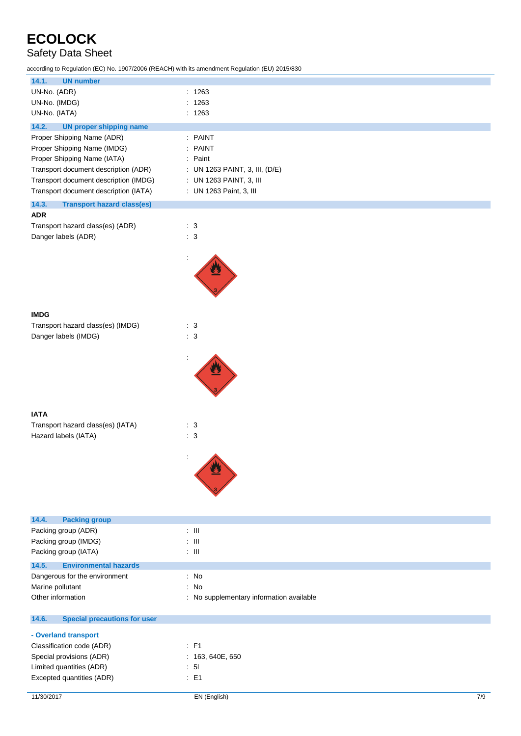### 14.1. UN number

| | |
|---|---|
| UN-No. (ADR) | : 1263 |
| UN-No. (IMDG) | : 1263 |
| UN-No. (IATA) | : 1263 |

### 14.2. UN proper shipping name

| | |
|---|---|
| Proper Shipping Name (ADR) | : PAINT |
| Proper Shipping Name (IMDG) | : PAINT |
| Proper Shipping Name (IATA) | : Paint |
| Transport document description (ADR) | : UN 1263 PAINT, 3, III, (D/E) |
| Transport document description (IMDG) | : UN 1263 PAINT, 3, III |
| Transport document description (IATA) | : UN 1263 Paint, 3, III |

### 14.3. Transport hazard class(es)

**ADR**

| | |
|---|---|
| Transport hazard class(es) (ADR) | : 3 |
| Danger labels (ADR) | : 3 |
| | : |

**IMDG**

| | |
|---|---|
| Transport hazard class(es) (IMDG) | : 3 |
| Danger labels (IMDG) | : 3 |
| | : |

**IATA**

| | |
|---|---|
| Transport hazard class(es) (IATA) | : 3 |
| Hazard labels (IATA) | : 3 |
| | : |

### 14.4. Packing group

| | |
|---|---|
| Packing group (ADR) | : III |
| Packing group (IMDG) | : III |
| Packing group (IATA) | : III |

### 14.5. Environmental hazards

| | |
|---|---|
| Dangerous for the environment | : No |
| Marine pollutant | : No |
| Other information | : No supplementary information available |

### 14.6. Special precautions for user

**- Overland transport**

| | |
|---|---|
| Classification code (ADR) | : F1 |
| Special provisions (ADR) | : 163, 640E, 650 |
| Limited quantities (ADR) | : 5l |
| Excepted quantities (ADR) | : E1 |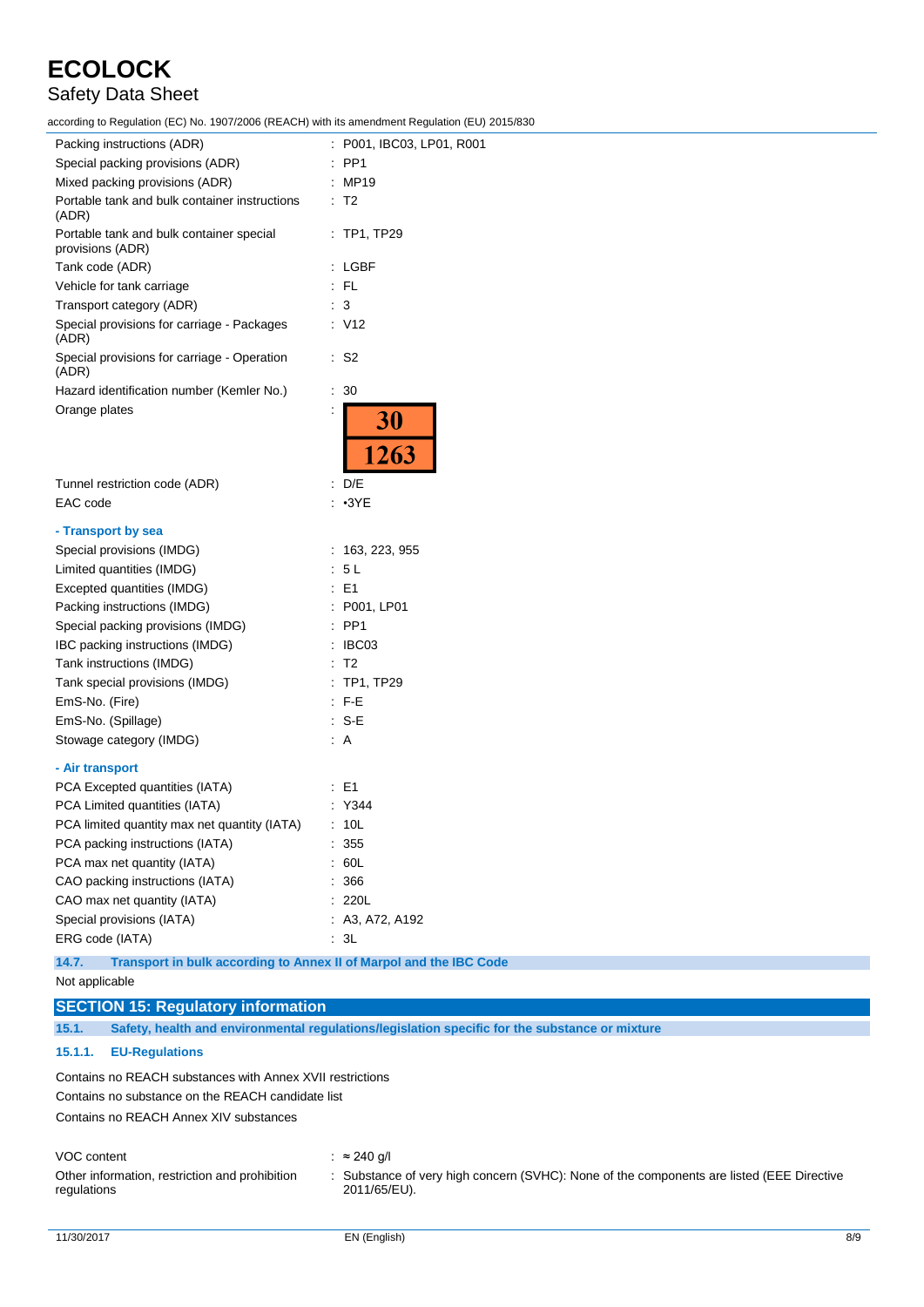| | |
|---|---|
| Packing instructions (ADR) | : P001, IBC03, LP01, R001 |
| Special packing provisions (ADR) | : PP1 |
| Mixed packing provisions (ADR) | : MP19 |
| Portable tank and bulk container instructions (ADR) | : T2 |
| Portable tank and bulk container special provisions (ADR) | : TP1, TP29 |
| Tank code (ADR) | : LGBF |
| Vehicle for tank carriage | : FL |
| Transport category (ADR) | : 3 |
| Special provisions for carriage - Packages (ADR) | : V12 |
| Special provisions for carriage - Operation (ADR) | : S2 |
| Hazard identification number (Kemler No.) | : 30 |
| Orange plates | : 30 / 1263 |
| Tunnel restriction code (ADR) | : D/E |
| EAC code | : •3YE |

**- Transport by sea**

| | |
|---|---|
| Special provisions (IMDG) | : 163, 223, 955 |
| Limited quantities (IMDG) | : 5 L |
| Excepted quantities (IMDG) | : E1 |
| Packing instructions (IMDG) | : P001, LP01 |
| Special packing provisions (IMDG) | : PP1 |
| IBC packing instructions (IMDG) | : IBC03 |
| Tank instructions (IMDG) | : T2 |
| Tank special provisions (IMDG) | : TP1, TP29 |
| EmS-No. (Fire) | : F-E |
| EmS-No. (Spillage) | : S-E |
| Stowage category (IMDG) | : A |

**- Air transport**

| | |
|---|---|
| PCA Excepted quantities (IATA) | : E1 |
| PCA Limited quantities (IATA) | : Y344 |
| PCA limited quantity max net quantity (IATA) | : 10L |
| PCA packing instructions (IATA) | : 355 |
| PCA max net quantity (IATA) | : 60L |
| CAO packing instructions (IATA) | : 366 |
| CAO max net quantity (IATA) | : 220L |
| Special provisions (IATA) | : A3, A72, A192 |
| ERG code (IATA) | : 3L |

### 14.7. Transport in bulk according to Annex II of Marpol and the IBC Code

Not applicable

## SECTION 15: Regulatory information

### 15.1. Safety, health and environmental regulations/legislation specific for the substance or mixture

#### 15.1.1. EU-Regulations

Contains no REACH substances with Annex XVII restrictions

Contains no substance on the REACH candidate list

Contains no REACH Annex XIV substances

| | |
|---|---|
| VOC content | : ≈ 240 g/l |
| Other information, restriction and prohibition regulations | : Substance of very high concern (SVHC): None of the components are listed (EEE Directive 2011/65/EU). |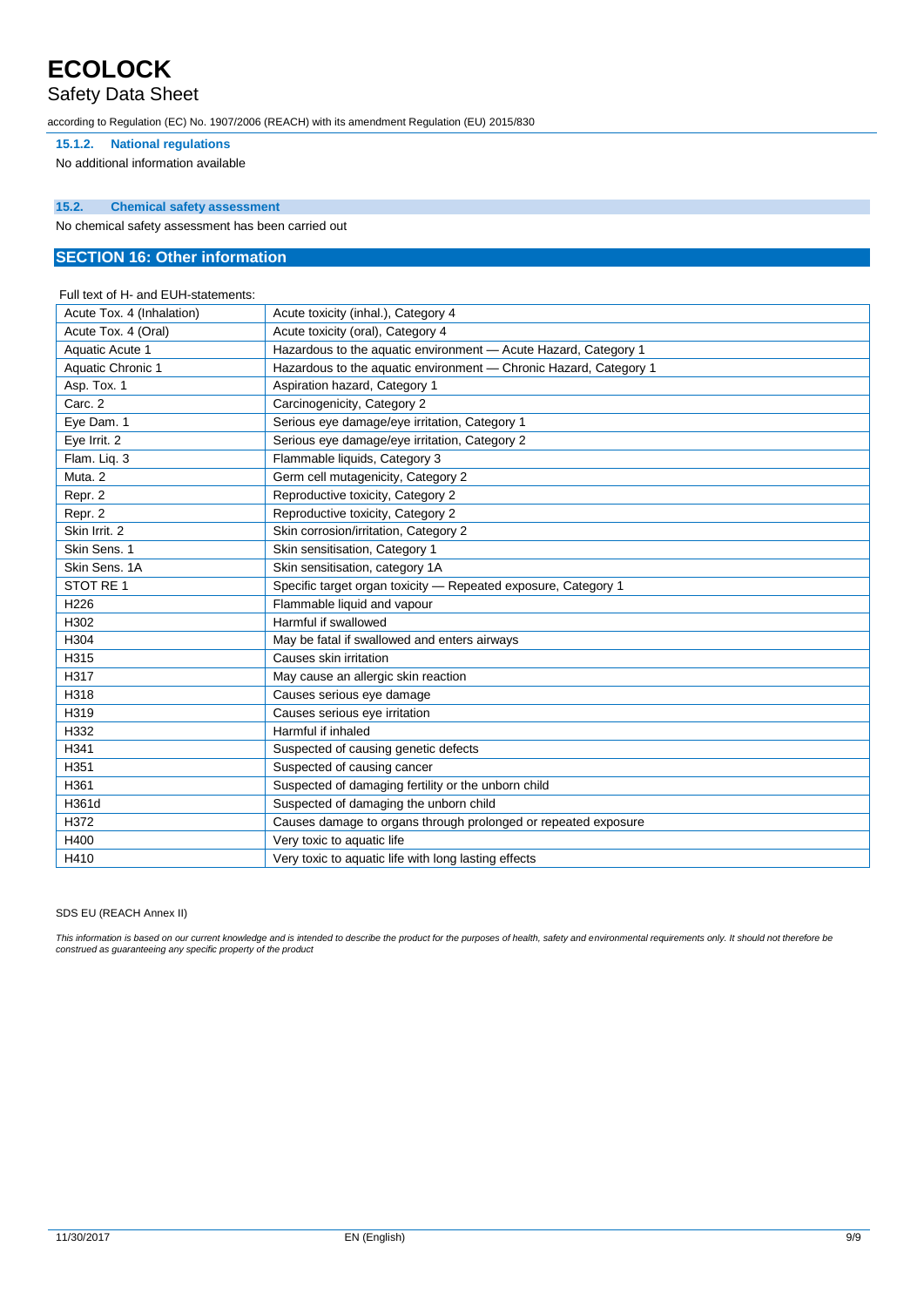#### 15.1.2. National regulations

No additional information available

### 15.2. Chemical safety assessment

No chemical safety assessment has been carried out

## SECTION 16: Other information

Full text of H- and EUH-statements:

| | |
|---|---|
| Acute Tox. 4 (Inhalation) | Acute toxicity (inhal.), Category 4 |
| Acute Tox. 4 (Oral) | Acute toxicity (oral), Category 4 |
| Aquatic Acute 1 | Hazardous to the aquatic environment — Acute Hazard, Category 1 |
| Aquatic Chronic 1 | Hazardous to the aquatic environment — Chronic Hazard, Category 1 |
| Asp. Tox. 1 | Aspiration hazard, Category 1 |
| Carc. 2 | Carcinogenicity, Category 2 |
| Eye Dam. 1 | Serious eye damage/eye irritation, Category 1 |
| Eye Irrit. 2 | Serious eye damage/eye irritation, Category 2 |
| Flam. Liq. 3 | Flammable liquids, Category 3 |
| Muta. 2 | Germ cell mutagenicity, Category 2 |
| Repr. 2 | Reproductive toxicity, Category 2 |
| Repr. 2 | Reproductive toxicity, Category 2 |
| Skin Irrit. 2 | Skin corrosion/irritation, Category 2 |
| Skin Sens. 1 | Skin sensitisation, Category 1 |
| Skin Sens. 1A | Skin sensitisation, category 1A |
| STOT RE 1 | Specific target organ toxicity — Repeated exposure, Category 1 |
| H226 | Flammable liquid and vapour |
| H302 | Harmful if swallowed |
| H304 | May be fatal if swallowed and enters airways |
| H315 | Causes skin irritation |
| H317 | May cause an allergic skin reaction |
| H318 | Causes serious eye damage |
| H319 | Causes serious eye irritation |
| H332 | Harmful if inhaled |
| H341 | Suspected of causing genetic defects |
| H351 | Suspected of causing cancer |
| H361 | Suspected of damaging fertility or the unborn child |
| H361d | Suspected of damaging the unborn child |
| H372 | Causes damage to organs through prolonged or repeated exposure |
| H400 | Very toxic to aquatic life |
| H410 | Very toxic to aquatic life with long lasting effects |

SDS EU (REACH Annex II)

*This information is based on our current knowledge and is intended to describe the product for the purposes of health, safety and environmental requirements only. It should not therefore be construed as guaranteeing any specific property of the product*